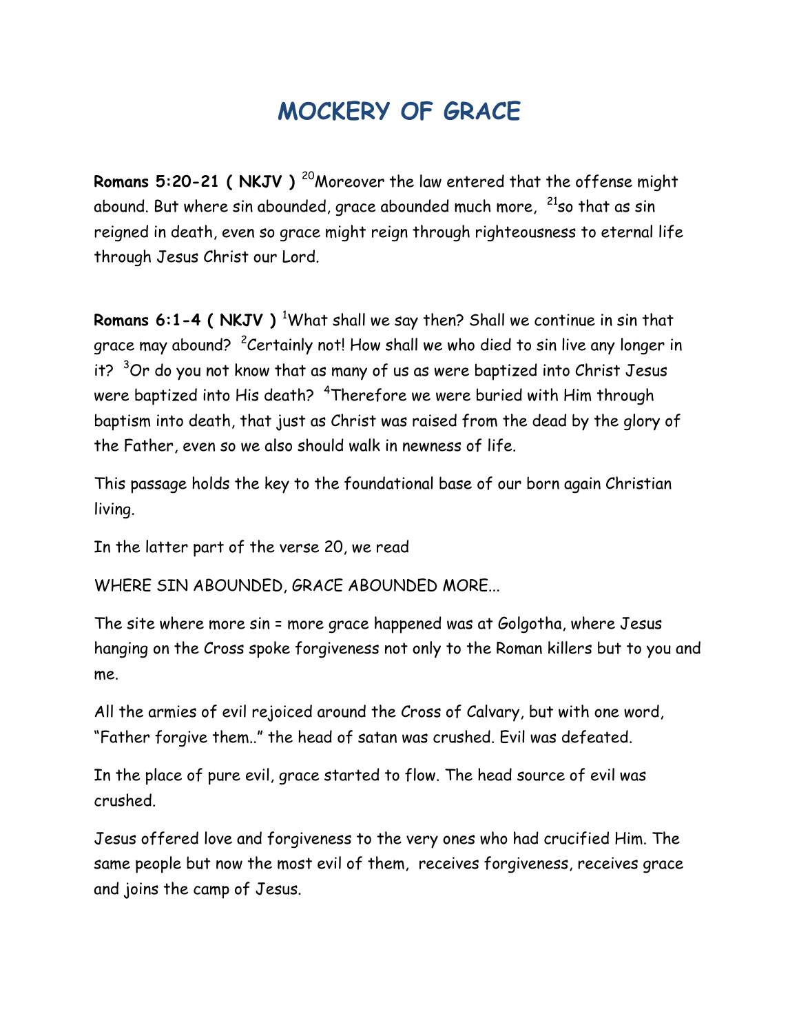# MOCKERY OF GRACE

**Romans 5:20-21 ( NKJV )** [20]Moreover the law entered that the offense might abound. But where sin abounded, grace abounded much more, [21]so that as sin reigned in death, even so grace might reign through righteousness to eternal life through Jesus Christ our Lord.

**Romans 6:1-4 ( NKJV )** [1]What shall we say then? Shall we continue in sin that grace may abound? [2]Certainly not! How shall we who died to sin live any longer in it? [3]Or do you not know that as many of us as were baptized into Christ Jesus were baptized into His death? [4]Therefore we were buried with Him through baptism into death, that just as Christ was raised from the dead by the glory of the Father, even so we also should walk in newness of life.

This passage holds the key to the foundational base of our born again Christian living.

In the latter part of the verse 20, we read

WHERE SIN ABOUNDED, GRACE ABOUNDED MORE...

The site where more sin = more grace happened was at Golgotha, where Jesus hanging on the Cross spoke forgiveness not only to the Roman killers but to you and me.

All the armies of evil rejoiced around the Cross of Calvary, but with one word, "Father forgive them.." the head of satan was crushed. Evil was defeated.

In the place of pure evil, grace started to flow. The head source of evil was crushed.

Jesus offered love and forgiveness to the very ones who had crucified Him. The same people but now the most evil of them, receives forgiveness, receives grace and joins the camp of Jesus.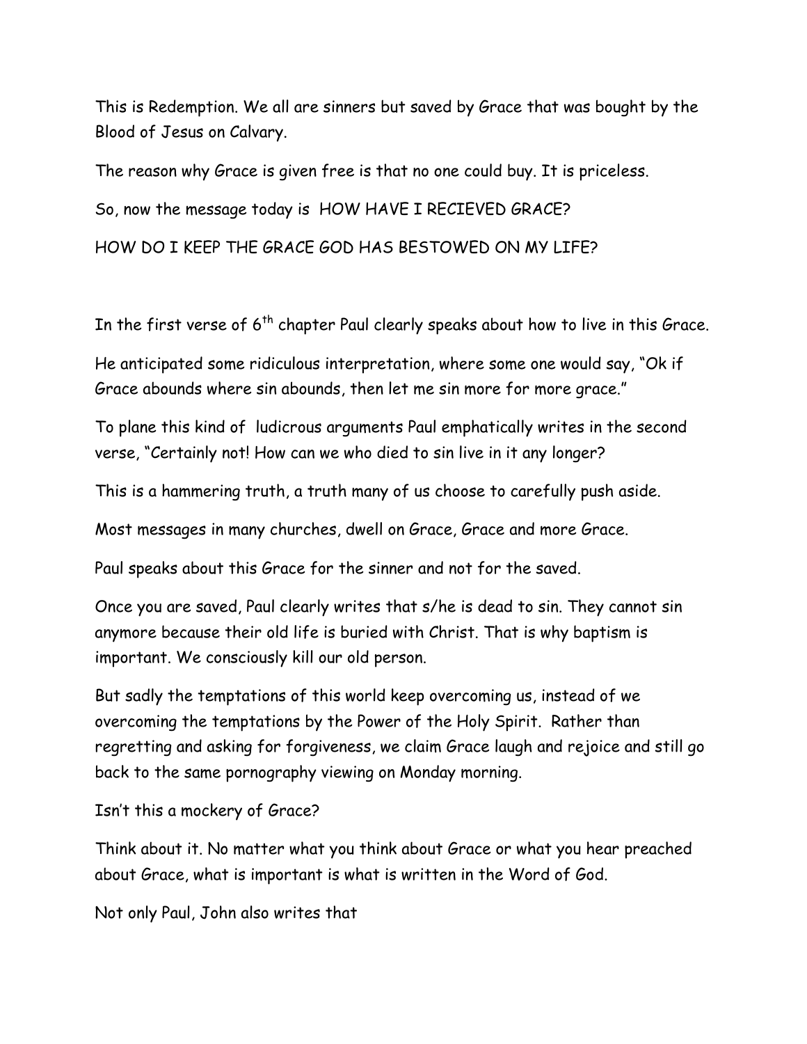This is Redemption. We all are sinners but saved by Grace that was bought by the Blood of Jesus on Calvary.

The reason why Grace is given free is that no one could buy. It is priceless.

So, now the message today is HOW HAVE I RECIEVED GRACE?

HOW DO I KEEP THE GRACE GOD HAS BESTOWED ON MY LIFE?

In the first verse of 6th chapter Paul clearly speaks about how to live in this Grace.

He anticipated some ridiculous interpretation, where some one would say, "Ok if Grace abounds where sin abounds, then let me sin more for more grace."

To plane this kind of ludicrous arguments Paul emphatically writes in the second verse, "Certainly not! How can we who died to sin live in it any longer?

This is a hammering truth, a truth many of us choose to carefully push aside.

Most messages in many churches, dwell on Grace, Grace and more Grace.

Paul speaks about this Grace for the sinner and not for the saved.

Once you are saved, Paul clearly writes that s/he is dead to sin. They cannot sin anymore because their old life is buried with Christ. That is why baptism is important. We consciously kill our old person.

But sadly the temptations of this world keep overcoming us, instead of we overcoming the temptations by the Power of the Holy Spirit. Rather than regretting and asking for forgiveness, we claim Grace laugh and rejoice and still go back to the same pornography viewing on Monday morning.

Isn't this a mockery of Grace?

Think about it. No matter what you think about Grace or what you hear preached about Grace, what is important is what is written in the Word of God.

Not only Paul, John also writes that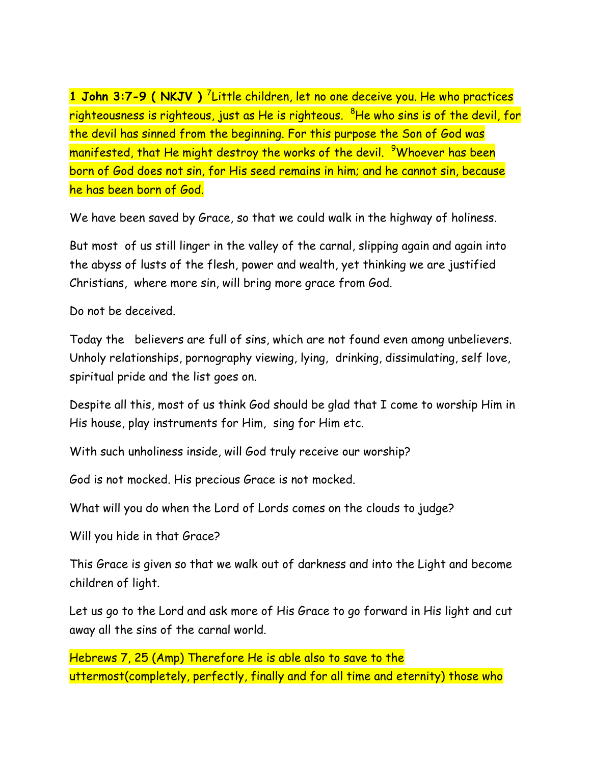**1 John 3:7-9 ( NKJV )** [7]Little children, let no one deceive you. He who practices righteousness is righteous, just as He is righteous. [8]He who sins is of the devil, for the devil has sinned from the beginning. For this purpose the Son of God was manifested, that He might destroy the works of the devil. [9]Whoever has been born of God does not sin, for His seed remains in him; and he cannot sin, because he has been born of God.

We have been saved by Grace, so that we could walk in the highway of holiness.

But most of us still linger in the valley of the carnal, slipping again and again into the abyss of lusts of the flesh, power and wealth, yet thinking we are justified Christians, where more sin, will bring more grace from God.

Do not be deceived.

Today the believers are full of sins, which are not found even among unbelievers. Unholy relationships, pornography viewing, lying, drinking, dissimulating, self love, spiritual pride and the list goes on.

Despite all this, most of us think God should be glad that I come to worship Him in His house, play instruments for Him, sing for Him etc.

With such unholiness inside, will God truly receive our worship?

God is not mocked. His precious Grace is not mocked.

What will you do when the Lord of Lords comes on the clouds to judge?

Will you hide in that Grace?

This Grace is given so that we walk out of darkness and into the Light and become children of light.

Let us go to the Lord and ask more of His Grace to go forward in His light and cut away all the sins of the carnal world.

Hebrews 7, 25 (Amp) Therefore He is able also to save to the uttermost(completely, perfectly, finally and for all time and eternity) those who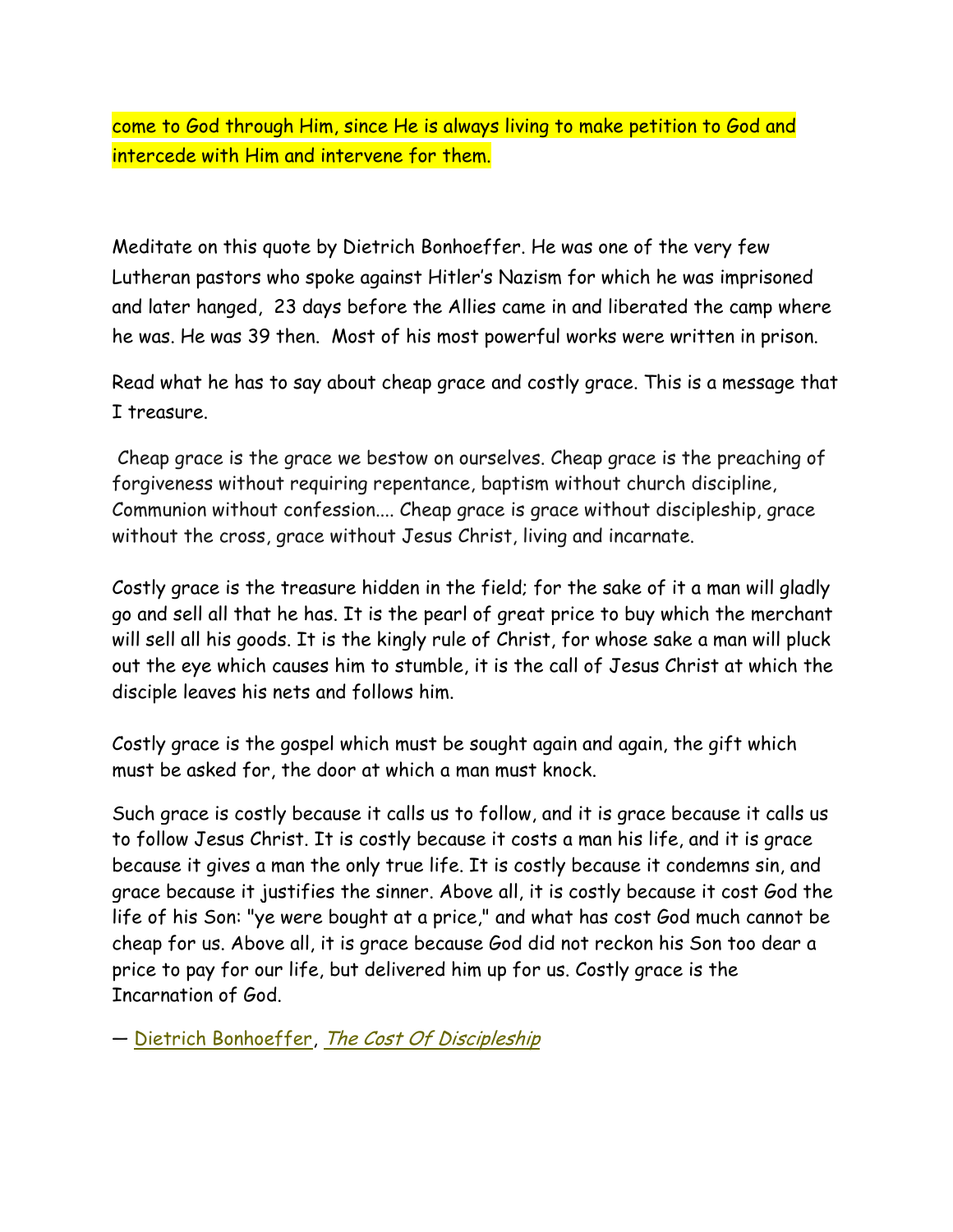come to God through Him, since He is always living to make petition to God and intercede with Him and intervene for them.

Meditate on this quote by Dietrich Bonhoeffer. He was one of the very few Lutheran pastors who spoke against Hitler's Nazism for which he was imprisoned and later hanged, 23 days before the Allies came in and liberated the camp where he was. He was 39 then. Most of his most powerful works were written in prison.

Read what he has to say about cheap grace and costly grace. This is a message that I treasure.

Cheap grace is the grace we bestow on ourselves. Cheap grace is the preaching of forgiveness without requiring repentance, baptism without church discipline, Communion without confession.... Cheap grace is grace without discipleship, grace without the cross, grace without Jesus Christ, living and incarnate.

Costly grace is the treasure hidden in the field; for the sake of it a man will gladly go and sell all that he has. It is the pearl of great price to buy which the merchant will sell all his goods. It is the kingly rule of Christ, for whose sake a man will pluck out the eye which causes him to stumble, it is the call of Jesus Christ at which the disciple leaves his nets and follows him.

Costly grace is the gospel which must be sought again and again, the gift which must be asked for, the door at which a man must knock.

Such grace is costly because it calls us to follow, and it is grace because it calls us to follow Jesus Christ. It is costly because it costs a man his life, and it is grace because it gives a man the only true life. It is costly because it condemns sin, and grace because it justifies the sinner. Above all, it is costly because it cost God the life of his Son: "ye were bought at a price," and what has cost God much cannot be cheap for us. Above all, it is grace because God did not reckon his Son too dear a price to pay for our life, but delivered him up for us. Costly grace is the Incarnation of God.

― Dietrich Bonhoeffer, *The Cost Of Discipleship*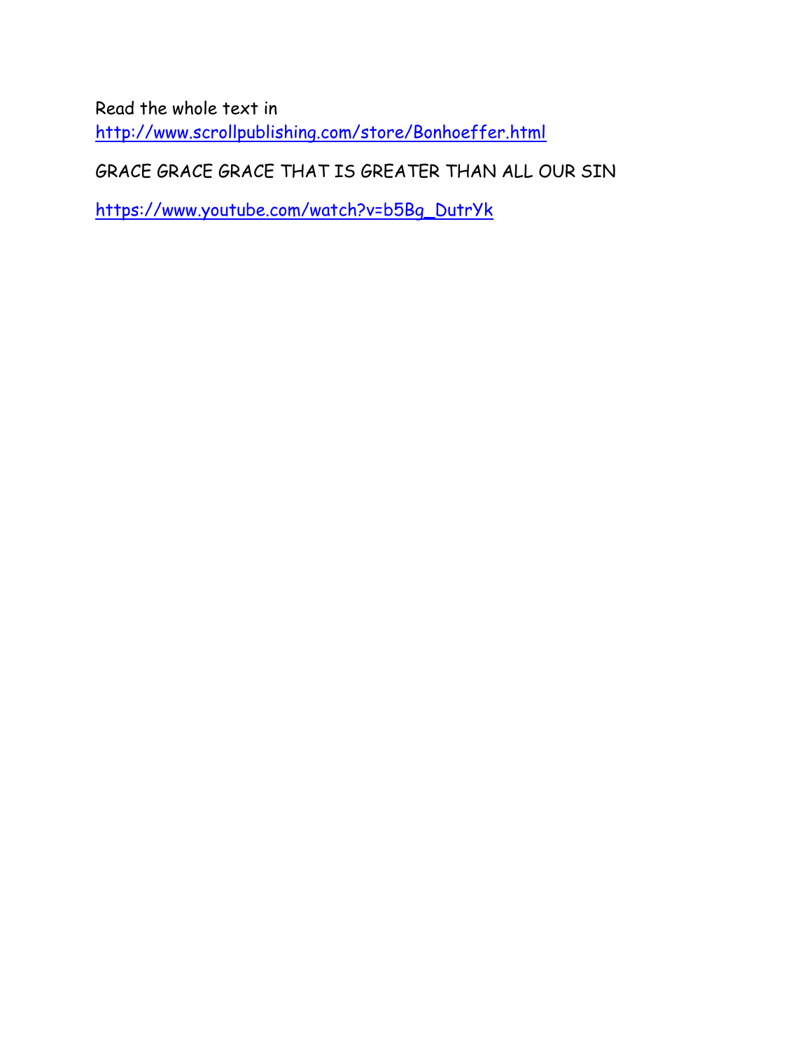Read the whole text in
http://www.scrollpublishing.com/store/Bonhoeffer.html

GRACE GRACE GRACE THAT IS GREATER THAN ALL OUR SIN

https://www.youtube.com/watch?v=b5Bg_DutrYk